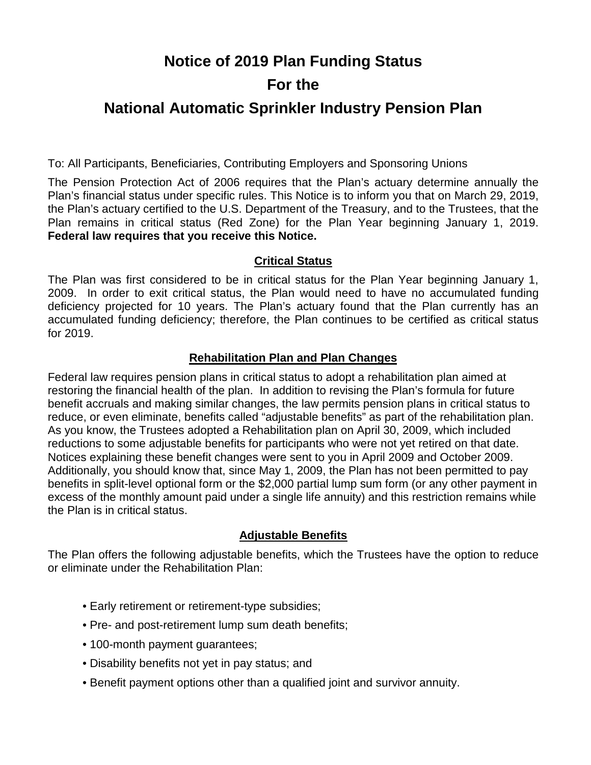# Notice of 2019 Plan Funding Status For the National Automatic Sprinkler Industry Pension Plan

To: All Participants, Beneficiaries, Contributing Employers and Sponsoring Unions

The Pension Protection Act of 2006 requires that the Plan's actuary determine annually the Plan's financial status under specific rules. This Notice is to inform you that on March 29, 2019, the Plan's actuary certified to the U.S. Department of the Treasury, and to the Trustees, that the Plan remains in critical status (Red Zone) for the Plan Year beginning January 1, 2019. **Federal law requires that you receive this Notice.**

## Critical Status

The Plan was first considered to be in critical status for the Plan Year beginning January 1, 2009. In order to exit critical status, the Plan would need to have no accumulated funding deficiency projected for 10 years. The Plan's actuary found that the Plan currently has an accumulated funding deficiency; therefore, the Plan continues to be certified as critical status for 2019.

## Rehabilitation Plan and Plan Changes

Federal law requires pension plans in critical status to adopt a rehabilitation plan aimed at restoring the financial health of the plan. In addition to revising the Plan's formula for future benefit accruals and making similar changes, the law permits pension plans in critical status to reduce, or even eliminate, benefits called "adjustable benefits" as part of the rehabilitation plan. As you know, the Trustees adopted a Rehabilitation plan on April 30, 2009, which included reductions to some adjustable benefits for participants who were not yet retired on that date. Notices explaining these benefit changes were sent to you in April 2009 and October 2009. Additionally, you should know that, since May 1, 2009, the Plan has not been permitted to pay benefits in split-level optional form or the $2,000 partial lump sum form (or any other payment in excess of the monthly amount paid under a single life annuity) and this restriction remains while the Plan is in critical status.

## Adjustable Benefits

The Plan offers the following adjustable benefits, which the Trustees have the option to reduce or eliminate under the Rehabilitation Plan:

- Early retirement or retirement-type subsidies;
- Pre- and post-retirement lump sum death benefits;
- 100-month payment guarantees;
- Disability benefits not yet in pay status; and
- Benefit payment options other than a qualified joint and survivor annuity.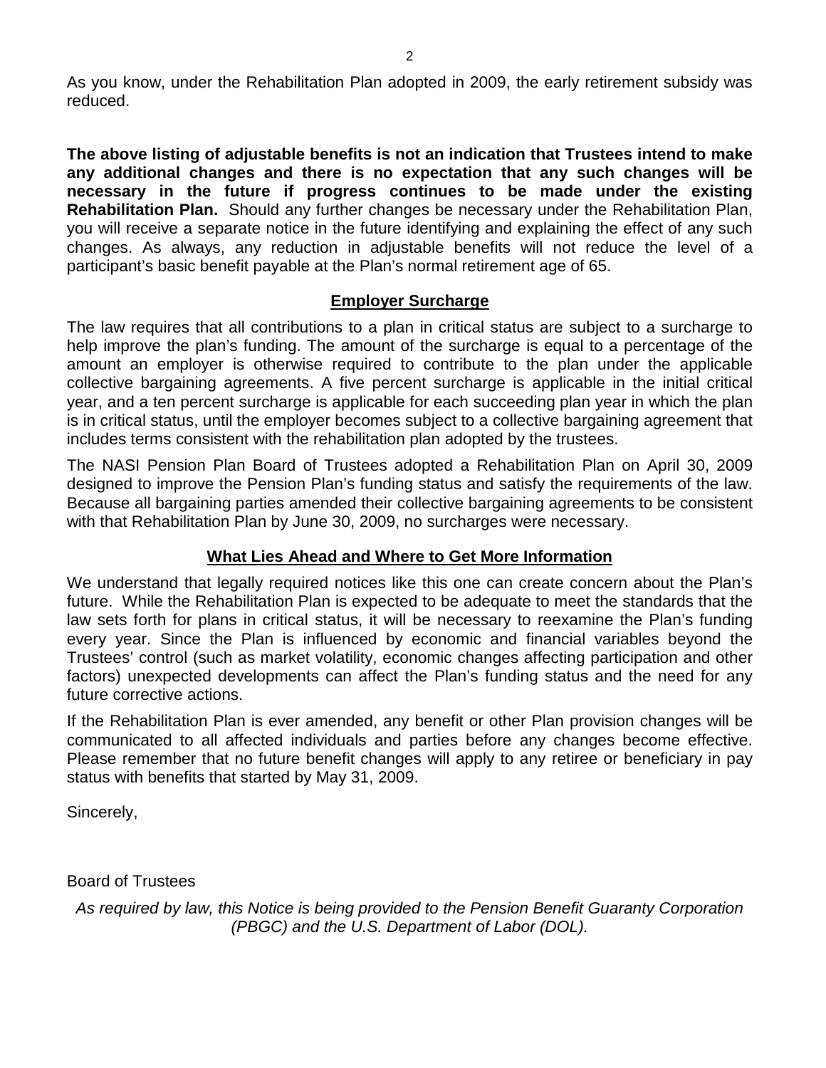As you know, under the Rehabilitation Plan adopted in 2009, the early retirement subsidy was reduced.

**The above listing of adjustable benefits is not an indication that Trustees intend to make any additional changes and there is no expectation that any such changes will be necessary in the future if progress continues to be made under the existing Rehabilitation Plan.** Should any further changes be necessary under the Rehabilitation Plan, you will receive a separate notice in the future identifying and explaining the effect of any such changes. As always, any reduction in adjustable benefits will not reduce the level of a participant's basic benefit payable at the Plan's normal retirement age of 65.

## Employer Surcharge

The law requires that all contributions to a plan in critical status are subject to a surcharge to help improve the plan's funding. The amount of the surcharge is equal to a percentage of the amount an employer is otherwise required to contribute to the plan under the applicable collective bargaining agreements. A five percent surcharge is applicable in the initial critical year, and a ten percent surcharge is applicable for each succeeding plan year in which the plan is in critical status, until the employer becomes subject to a collective bargaining agreement that includes terms consistent with the rehabilitation plan adopted by the trustees.

The NASI Pension Plan Board of Trustees adopted a Rehabilitation Plan on April 30, 2009 designed to improve the Pension Plan's funding status and satisfy the requirements of the law. Because all bargaining parties amended their collective bargaining agreements to be consistent with that Rehabilitation Plan by June 30, 2009, no surcharges were necessary.

## What Lies Ahead and Where to Get More Information

We understand that legally required notices like this one can create concern about the Plan's future. While the Rehabilitation Plan is expected to be adequate to meet the standards that the law sets forth for plans in critical status, it will be necessary to reexamine the Plan's funding every year. Since the Plan is influenced by economic and financial variables beyond the Trustees' control (such as market volatility, economic changes affecting participation and other factors) unexpected developments can affect the Plan's funding status and the need for any future corrective actions.

If the Rehabilitation Plan is ever amended, any benefit or other Plan provision changes will be communicated to all affected individuals and parties before any changes become effective. Please remember that no future benefit changes will apply to any retiree or beneficiary in pay status with benefits that started by May 31, 2009.

Sincerely,

Board of Trustees

*As required by law, this Notice is being provided to the Pension Benefit Guaranty Corporation (PBGC) and the U.S. Department of Labor (DOL).*